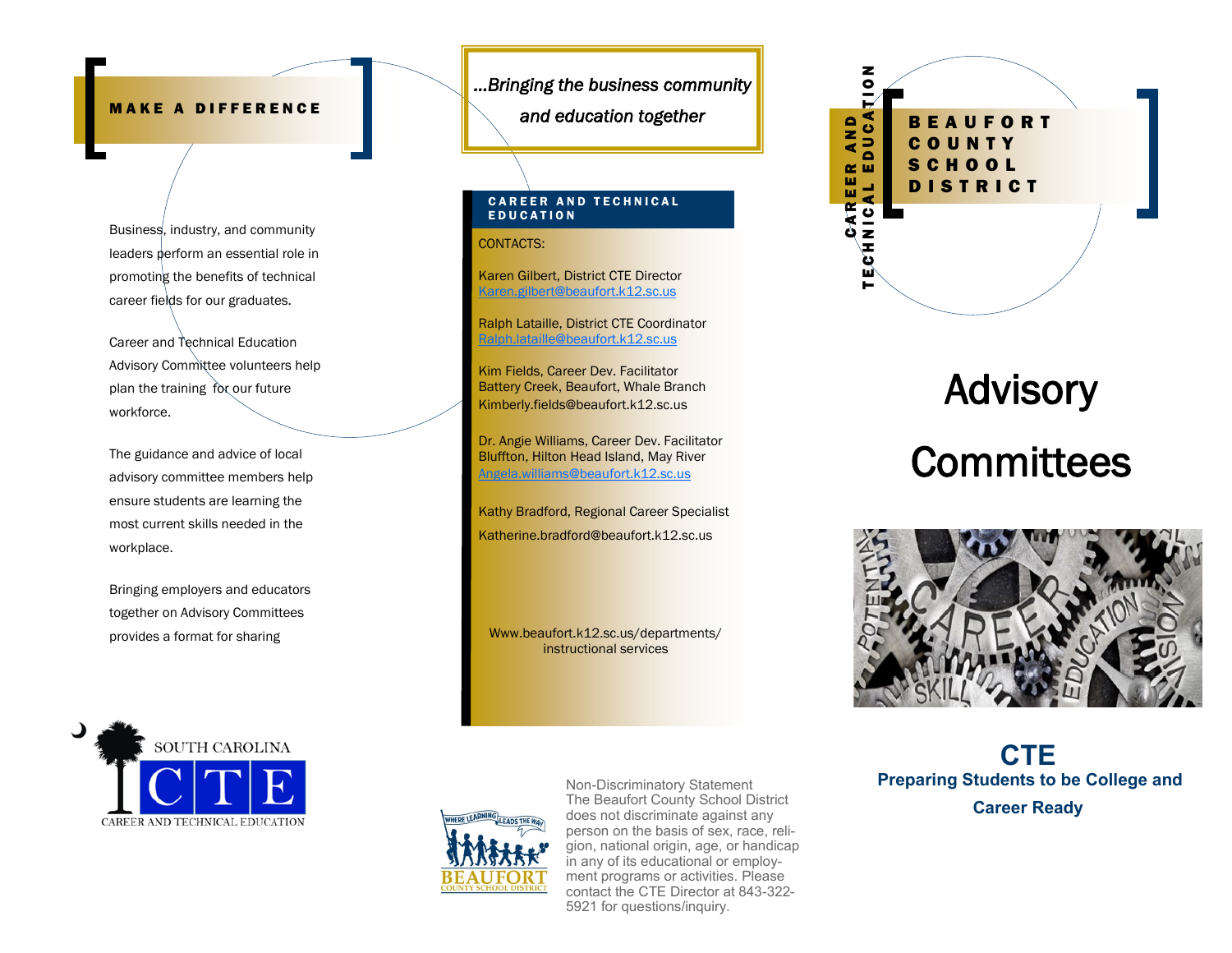## MAKE A DIFFERENCE

Business, industry, and community leaders perform an essential role in promoting the benefits of technical career fields for our graduates.

Career and Technical Education Advisory Committee volunteers help plan the training for our future workforce.

The guidance and advice of local advisory committee members help ensure students are learning the most current skills needed in the workplace.

Bringing employers and educators together on Advisory Committees provides a format for sharing

SOUTH CAROLINA
CTE
CAREER AND TECHNICAL EDUCATION

*...Bringing the business community and education together*

### CAREER AND TECHNICAL EDUCATION

CONTACTS:

Karen Gilbert, District CTE Director
Karen.gilbert@beaufort.k12.sc.us

Ralph Lataille, District CTE Coordinator
Ralph.lataille@beaufort.k12.sc.us

Kim Fields, Career Dev. Facilitator
Battery Creek, Beaufort, Whale Branch
Kimberly.fields@beaufort.k12.sc.us

Dr. Angie Williams, Career Dev. Facilitator
Bluffton, Hilton Head Island, May River
Angela.williams@beaufort.k12.sc.us

Kathy Bradford, Regional Career Specialist
Katherine.bradford@beaufort.k12.sc.us

Www.beaufort.k12.sc.us/departments/instructional services

WHERE LEARNING LEADS THE WAY
BEAUFORT COUNTY SCHOOL DISTRICT

Non-Discriminatory Statement
The Beaufort County School District does not discriminate against any person on the basis of sex, race, religion, national origin, age, or handicap in any of its educational or employment programs or activities. Please contact the CTE Director at 843-322-5921 for questions/inquiry.

CAREER AND TECHNICAL EDUCATION

## BEAUFORT COUNTY SCHOOL DISTRICT

# Advisory Committees

**CTE**
**Preparing Students to be College and Career Ready**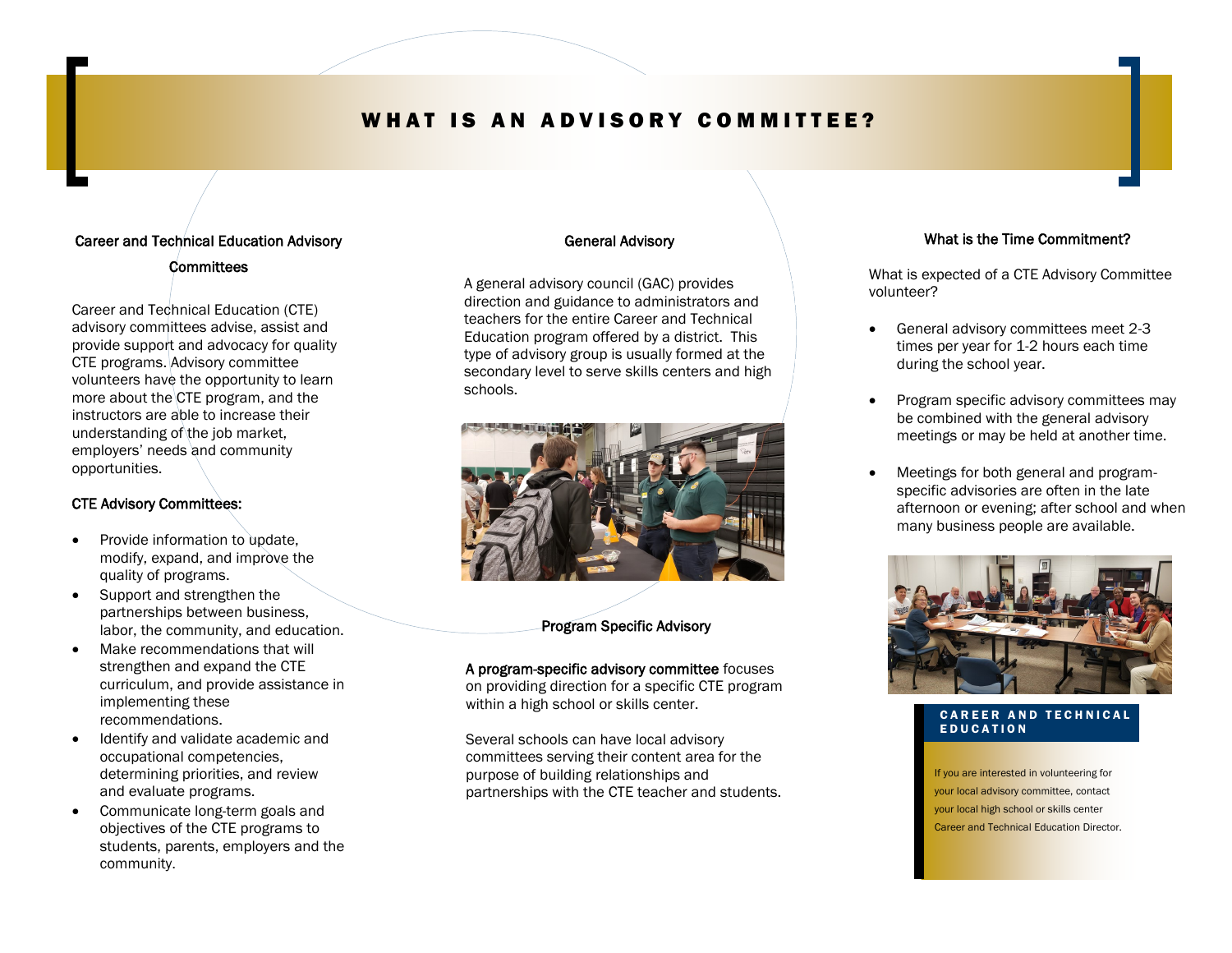# WHAT IS AN ADVISORY COMMITTEE?

## Career and Technical Education Advisory Committees

Career and Technical Education (CTE) advisory committees advise, assist and provide support and advocacy for quality CTE programs. Advisory committee volunteers have the opportunity to learn more about the CTE program, and the instructors are able to increase their understanding of the job market, employers' needs and community opportunities.

### CTE Advisory Committees:

- Provide information to update, modify, expand, and improve the quality of programs.
- Support and strengthen the partnerships between business, labor, the community, and education.
- Make recommendations that will strengthen and expand the CTE curriculum, and provide assistance in implementing these recommendations.
- Identify and validate academic and occupational competencies, determining priorities, and review and evaluate programs.
- Communicate long-term goals and objectives of the CTE programs to students, parents, employers and the community.

## General Advisory

A general advisory council (GAC) provides direction and guidance to administrators and teachers for the entire Career and Technical Education program offered by a district. This type of advisory group is usually formed at the secondary level to serve skills centers and high schools.

## Program Specific Advisory

A program-specific advisory committee focuses on providing direction for a specific CTE program within a high school or skills center.

Several schools can have local advisory committees serving their content area for the purpose of building relationships and partnerships with the CTE teacher and students.

## What is the Time Commitment?

What is expected of a CTE Advisory Committee volunteer?

- General advisory committees meet 2-3 times per year for 1-2 hours each time during the school year.
- Program specific advisory committees may be combined with the general advisory meetings or may be held at another time.
- Meetings for both general and program-specific advisories are often in the late afternoon or evening; after school and when many business people are available.

### CAREER AND TECHNICAL EDUCATION

If you are interested in volunteering for your local advisory committee, contact your local high school or skills center Career and Technical Education Director.